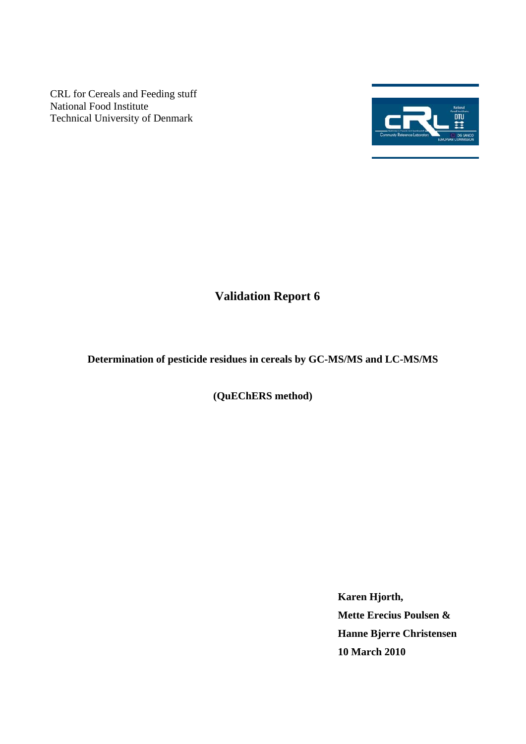CRL for Cereals and Feeding stuff
National Food Institute
Technical University of Denmark

# Validation Report 6

**Determination of pesticide residues in cereals by GC-MS/MS and LC-MS/MS**

**(QuEChERS method)**

**Karen Hjorth,**
**Mette Erecius Poulsen &**
**Hanne Bjerre Christensen**
**10 March 2010**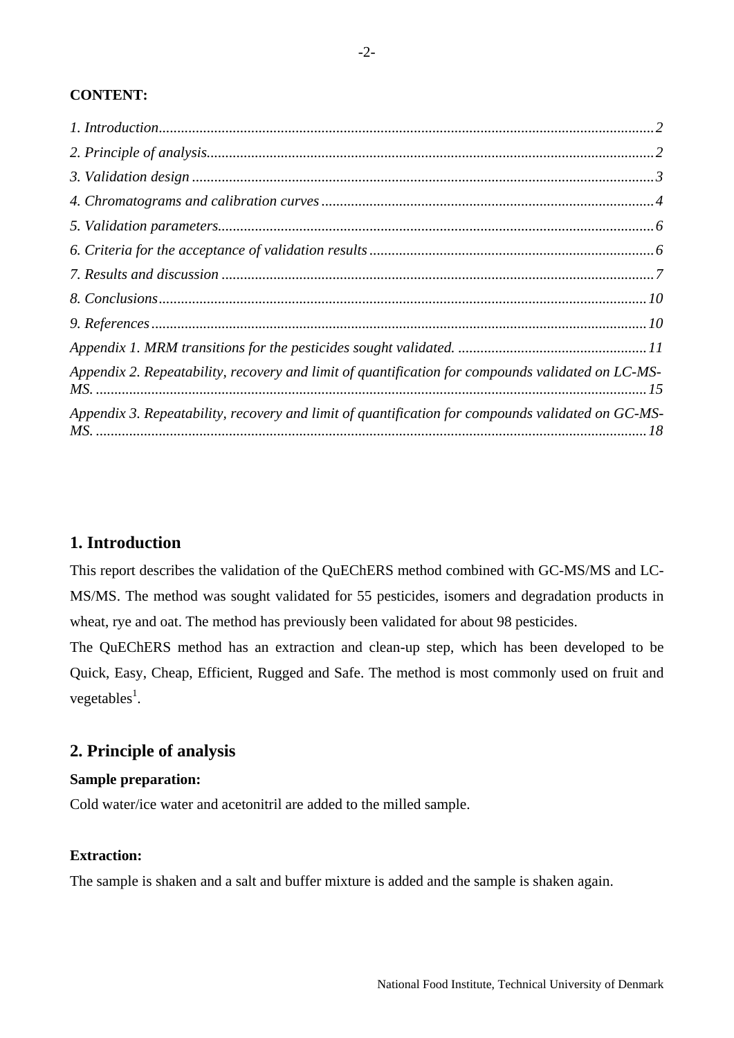**CONTENT:**

*1. Introduction* ..... 2
*2. Principle of analysis* ..... 2
*3. Validation design* ..... 3
*4. Chromatograms and calibration curves* ..... 4
*5. Validation parameters* ..... 6
*6. Criteria for the acceptance of validation results* ..... 6
*7. Results and discussion* ..... 7
*8. Conclusions* ..... 10
*9. References* ..... 10
*Appendix 1. MRM transitions for the pesticides sought validated.* ..... 11
*Appendix 2. Repeatability, recovery and limit of quantification for compounds validated on LC-MS-MS.* ..... 15
*Appendix 3. Repeatability, recovery and limit of quantification for compounds validated on GC-MS-MS.* ..... 18

## 1. Introduction

This report describes the validation of the QuEChERS method combined with GC-MS/MS and LC-MS/MS. The method was sought validated for 55 pesticides, isomers and degradation products in wheat, rye and oat. The method has previously been validated for about 98 pesticides.

The QuEChERS method has an extraction and clean-up step, which has been developed to be Quick, Easy, Cheap, Efficient, Rugged and Safe. The method is most commonly used on fruit and vegetables[1].

## 2. Principle of analysis

**Sample preparation:**

Cold water/ice water and acetonitril are added to the milled sample.

**Extraction:**

The sample is shaken and a salt and buffer mixture is added and the sample is shaken again.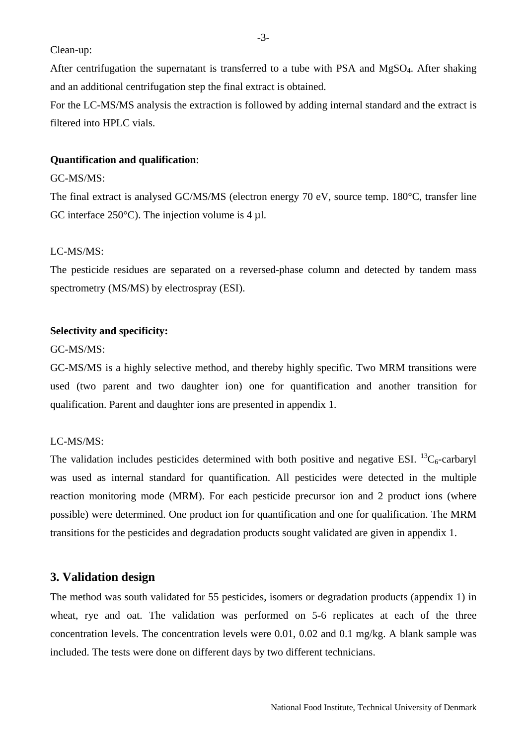Clean-up:

After centrifugation the supernatant is transferred to a tube with PSA and $MgSO_4$. After shaking and an additional centrifugation step the final extract is obtained.

For the LC-MS/MS analysis the extraction is followed by adding internal standard and the extract is filtered into HPLC vials.

**Quantification and qualification**:

GC-MS/MS:

The final extract is analysed GC/MS/MS (electron energy 70 eV, source temp. 180°C, transfer line GC interface 250°C). The injection volume is 4 µl.

LC-MS/MS:

The pesticide residues are separated on a reversed-phase column and detected by tandem mass spectrometry (MS/MS) by electrospray (ESI).

**Selectivity and specificity:**

GC-MS/MS:

GC-MS/MS is a highly selective method, and thereby highly specific. Two MRM transitions were used (two parent and two daughter ion) one for quantification and another transition for qualification. Parent and daughter ions are presented in appendix 1.

LC-MS/MS:

The validation includes pesticides determined with both positive and negative ESI. $^{13}C_6$-carbaryl was used as internal standard for quantification. All pesticides were detected in the multiple reaction monitoring mode (MRM). For each pesticide precursor ion and 2 product ions (where possible) were determined. One product ion for quantification and one for qualification. The MRM transitions for the pesticides and degradation products sought validated are given in appendix 1.

## 3. Validation design

The method was south validated for 55 pesticides, isomers or degradation products (appendix 1) in wheat, rye and oat. The validation was performed on 5-6 replicates at each of the three concentration levels. The concentration levels were 0.01, 0.02 and 0.1 mg/kg. A blank sample was included. The tests were done on different days by two different technicians.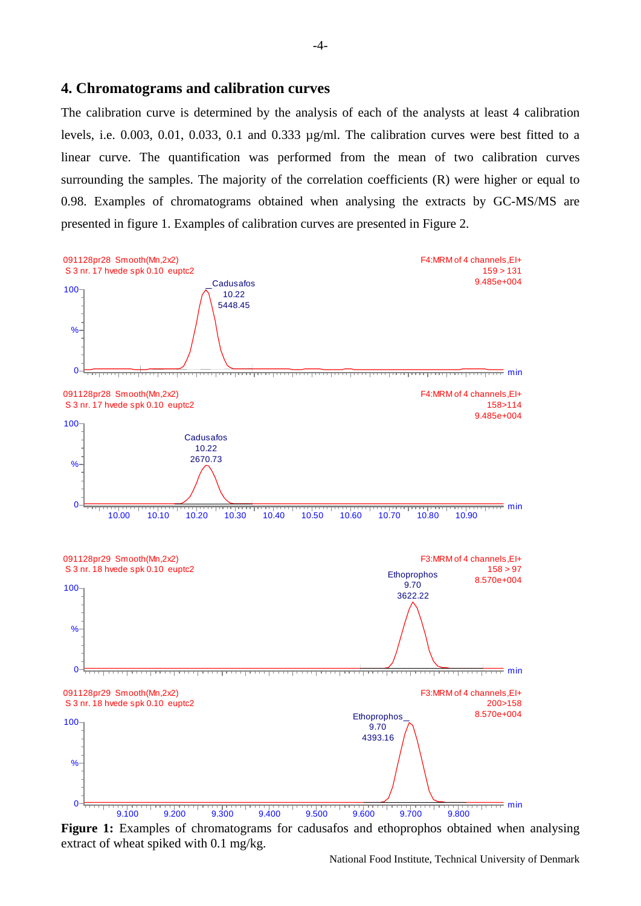## 4. Chromatograms and calibration curves

The calibration curve is determined by the analysis of each of the analysts at least 4 calibration levels, i.e. 0.003, 0.01, 0.033, 0.1 and 0.333 µg/ml. The calibration curves were best fitted to a linear curve. The quantification was performed from the mean of two calibration curves surrounding the samples. The majority of the correlation coefficients (R) were higher or equal to 0.98. Examples of chromatograms obtained when analysing the extracts by GC-MS/MS are presented in figure 1. Examples of calibration curves are presented in Figure 2.

**Figure 1:** Examples of chromatograms for cadusafos and ethoprophos obtained when analysing extract of wheat spiked with 0.1 mg/kg.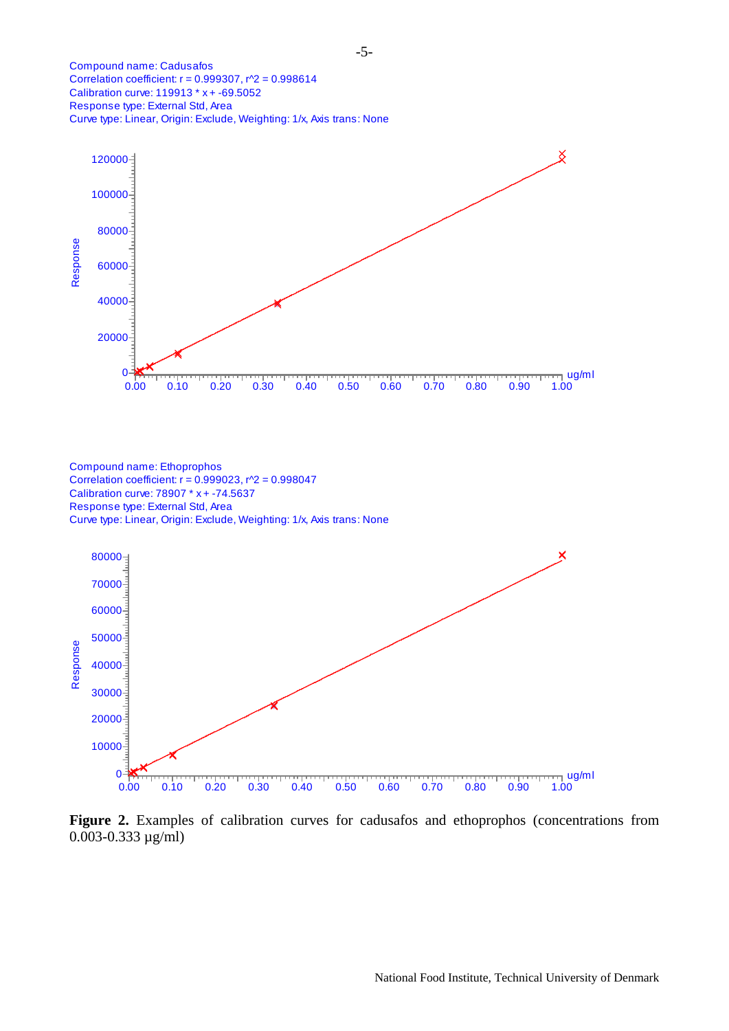Compound name: Cadusafos
Correlation coefficient: r = 0.999307, r^2 = 0.998614
Calibration curve: 119913 * x + -69.5052
Response type: External Std, Area
Curve type: Linear, Origin: Exclude, Weighting: 1/x, Axis trans: None

Compound name: Ethoprophos
Correlation coefficient: r = 0.999023, r^2 = 0.998047
Calibration curve: 78907 * x + -74.5637
Response type: External Std, Area
Curve type: Linear, Origin: Exclude, Weighting: 1/x, Axis trans: None

**Figure 2.** Examples of calibration curves for cadusafos and ethoprophos (concentrations from 0.003-0.333 µg/ml)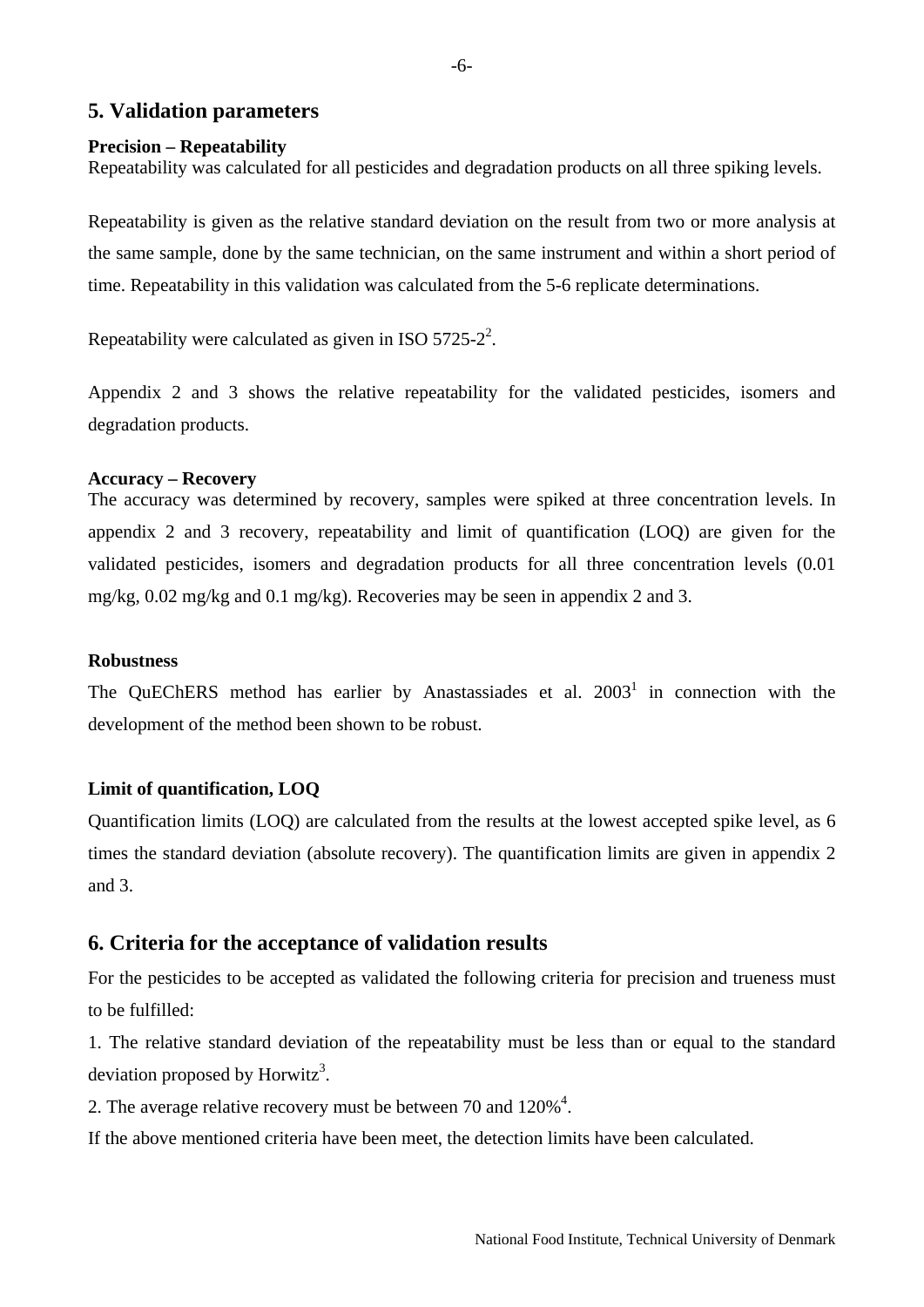## 5. Validation parameters

**Precision – Repeatability**
Repeatability was calculated for all pesticides and degradation products on all three spiking levels.

Repeatability is given as the relative standard deviation on the result from two or more analysis at the same sample, done by the same technician, on the same instrument and within a short period of time. Repeatability in this validation was calculated from the 5-6 replicate determinations.

Repeatability were calculated as given in ISO 5725-2[2].

Appendix 2 and 3 shows the relative repeatability for the validated pesticides, isomers and degradation products.

**Accuracy – Recovery**
The accuracy was determined by recovery, samples were spiked at three concentration levels. In appendix 2 and 3 recovery, repeatability and limit of quantification (LOQ) are given for the validated pesticides, isomers and degradation products for all three concentration levels (0.01 mg/kg, 0.02 mg/kg and 0.1 mg/kg). Recoveries may be seen in appendix 2 and 3.

**Robustness**
The QuEChERS method has earlier by Anastassiades et al. 2003[1] in connection with the development of the method been shown to be robust.

**Limit of quantification, LOQ**
Quantification limits (LOQ) are calculated from the results at the lowest accepted spike level, as 6 times the standard deviation (absolute recovery). The quantification limits are given in appendix 2 and 3.

## 6. Criteria for the acceptance of validation results

For the pesticides to be accepted as validated the following criteria for precision and trueness must to be fulfilled:

1. The relative standard deviation of the repeatability must be less than or equal to the standard deviation proposed by Horwitz[3].
2. The average relative recovery must be between 70 and 120%[4].

If the above mentioned criteria have been meet, the detection limits have been calculated.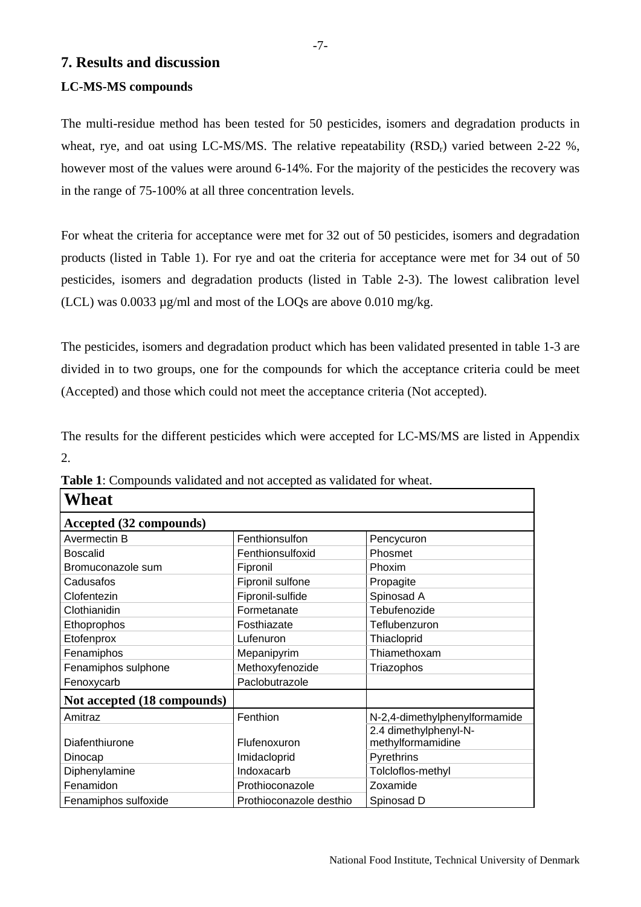## 7. Results and discussion

### LC-MS-MS compounds

The multi-residue method has been tested for 50 pesticides, isomers and degradation products in wheat, rye, and oat using LC-MS/MS. The relative repeatability ($RSD_r$) varied between 2-22 %, however most of the values were around 6-14%. For the majority of the pesticides the recovery was in the range of 75-100% at all three concentration levels.

For wheat the criteria for acceptance were met for 32 out of 50 pesticides, isomers and degradation products (listed in Table 1). For rye and oat the criteria for acceptance were met for 34 out of 50 pesticides, isomers and degradation products (listed in Table 2-3). The lowest calibration level (LCL) was 0.0033 µg/ml and most of the LOQs are above 0.010 mg/kg.

The pesticides, isomers and degradation product which has been validated presented in table 1-3 are divided in to two groups, one for the compounds for which the acceptance criteria could be meet (Accepted) and those which could not meet the acceptance criteria (Not accepted).

The results for the different pesticides which were accepted for LC-MS/MS are listed in Appendix 2.

**Table 1**: Compounds validated and not accepted as validated for wheat.

| **Wheat** | | |
|---|---|---|
| **Accepted (32 compounds)** | | |
| Avermectin B | Fenthionsulfon | Pencycuron |
| Boscalid | Fenthionsulfoxid | Phosmet |
| Bromuconazole sum | Fipronil | Phoxim |
| Cadusafos | Fipronil sulfone | Propagite |
| Clofentezin | Fipronil-sulfide | Spinosad A |
| Clothianidin | Formetanate | Tebufenozide |
| Ethoprophos | Fosthiazate | Teflubenzuron |
| Etofenprox | Lufenuron | Thiacloprid |
| Fenamiphos | Mepanipyrim | Thiamethoxam |
| Fenamiphos sulphone | Methoxyfenozide | Triazophos |
| Fenoxycarb | Paclobutrazole | |
| **Not accepted (18 compounds)** | | |
| Amitraz | Fenthion | N-2,4-dimethylphenylformamide |
| Diafenthiurone | Flufenoxuron | 2.4 dimethylphenyl-N-methylformamidine |
| Dinocap | Imidacloprid | Pyrethrins |
| Diphenylamine | Indoxacarb | Tolcloflos-methyl |
| Fenamidon | Prothioconazole | Zoxamide |
| Fenamiphos sulfoxide | Prothioconazole desthio | Spinosad D |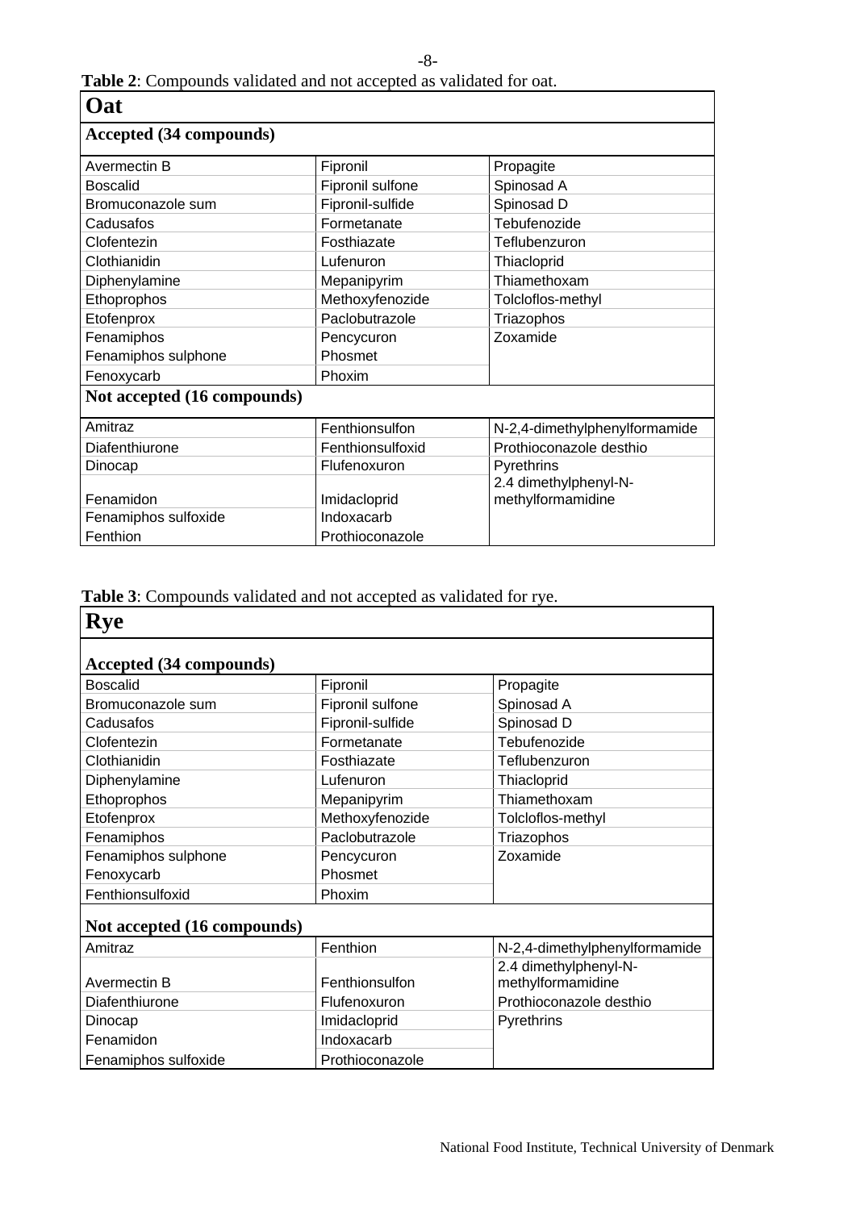**Table 2**: Compounds validated and not accepted as validated for oat.

| Oat | | |
|---|---|---|
| **Accepted (34 compounds)** | | |
| Avermectin B | Fipronil | Propagite |
| Boscalid | Fipronil sulfone | Spinosad A |
| Bromuconazole sum | Fipronil-sulfide | Spinosad D |
| Cadusafos | Formetanate | Tebufenozide |
| Clofentezin | Fosthiazate | Teflubenzuron |
| Clothianidin | Lufenuron | Thiacloprid |
| Diphenylamine | Mepanipyrim | Thiamethoxam |
| Ethoprophos | Methoxyfenozide | Tolcloflos-methyl |
| Etofenprox | Paclobutrazole | Triazophos |
| Fenamiphos | Pencycuron | Zoxamide |
| Fenamiphos sulphone | Phosmet | |
| Fenoxycarb | Phoxim | |
| **Not accepted (16 compounds)** | | |
| Amitraz | Fenthionsulfon | N-2,4-dimethylphenylformamide |
| Diafenthiurone | Fenthionsulfoxid | Prothioconazole desthio |
| Dinocap | Flufenoxuron | Pyrethrins |
| Fenamidon | Imidacloprid | 2.4 dimethylphenyl-N-methylformamidine |
| Fenamiphos sulfoxide | Indoxacarb | |
| Fenthion | Prothioconazole | |

**Table 3**: Compounds validated and not accepted as validated for rye.

| Rye | | |
|---|---|---|
| **Accepted (34 compounds)** | | |
| Boscalid | Fipronil | Propagite |
| Bromuconazole sum | Fipronil sulfone | Spinosad A |
| Cadusafos | Fipronil-sulfide | Spinosad D |
| Clofentezin | Formetanate | Tebufenozide |
| Clothianidin | Fosthiazate | Teflubenzuron |
| Diphenylamine | Lufenuron | Thiacloprid |
| Ethoprophos | Mepanipyrim | Thiamethoxam |
| Etofenprox | Methoxyfenozide | Tolcloflos-methyl |
| Fenamiphos | Paclobutrazole | Triazophos |
| Fenamiphos sulphone | Pencycuron | Zoxamide |
| Fenoxycarb | Phosmet | |
| Fenthionsulfoxid | Phoxim | |
| **Not accepted (16 compounds)** | | |
| Amitraz | Fenthion | N-2,4-dimethylphenylformamide |
| Avermectin B | Fenthionsulfon | 2.4 dimethylphenyl-N-methylformamidine |
| Diafenthiurone | Flufenoxuron | Prothioconazole desthio |
| Dinocap | Imidacloprid | Pyrethrins |
| Fenamidon | Indoxacarb | |
| Fenamiphos sulfoxide | Prothioconazole | |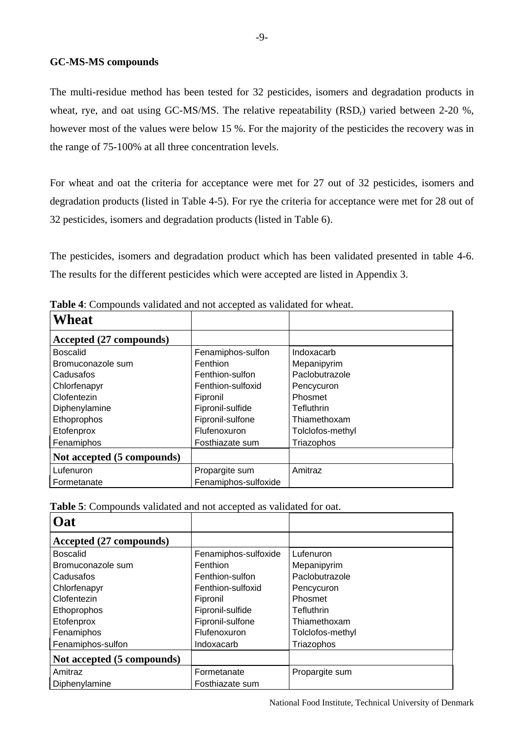**GC-MS-MS compounds**

The multi-residue method has been tested for 32 pesticides, isomers and degradation products in wheat, rye, and oat using GC-MS/MS. The relative repeatability ($RSD_r$) varied between 2-20 %, however most of the values were below 15 %. For the majority of the pesticides the recovery was in the range of 75-100% at all three concentration levels.

For wheat and oat the criteria for acceptance were met for 27 out of 32 pesticides, isomers and degradation products (listed in Table 4-5). For rye the criteria for acceptance were met for 28 out of 32 pesticides, isomers and degradation products (listed in Table 6).

The pesticides, isomers and degradation product which has been validated presented in table 4-6. The results for the different pesticides which were accepted are listed in Appendix 3.

**Table 4**: Compounds validated and not accepted as validated for wheat.

| **Wheat** | | |
|---|---|---|
| **Accepted (27 compounds)** | | |
| Boscalid | Fenamiphos-sulfon | Indoxacarb |
| Bromuconazole sum | Fenthion | Mepanipyrim |
| Cadusafos | Fenthion-sulfon | Paclobutrazole |
| Chlorfenapyr | Fenthion-sulfoxid | Pencycuron |
| Clofentezin | Fipronil | Phosmet |
| Diphenylamine | Fipronil-sulfide | Tefluthrin |
| Ethoprophos | Fipronil-sulfone | Thiamethoxam |
| Etofenprox | Flufenoxuron | Tolclofos-methyl |
| Fenamiphos | Fosthiazate sum | Triazophos |
| **Not accepted (5 compounds)** | | |
| Lufenuron | Propargite sum | Amitraz |
| Formetanate | Fenamiphos-sulfoxide | |

**Table 5**: Compounds validated and not accepted as validated for oat.

| **Oat** | | |
|---|---|---|
| **Accepted (27 compounds)** | | |
| Boscalid | Fenamiphos-sulfoxide | Lufenuron |
| Bromuconazole sum | Fenthion | Mepanipyrim |
| Cadusafos | Fenthion-sulfon | Paclobutrazole |
| Chlorfenapyr | Fenthion-sulfoxid | Pencycuron |
| Clofentezin | Fipronil | Phosmet |
| Ethoprophos | Fipronil-sulfide | Tefluthrin |
| Etofenprox | Fipronil-sulfone | Thiamethoxam |
| Fenamiphos | Flufenoxuron | Tolclofos-methyl |
| Fenamiphos-sulfon | Indoxacarb | Triazophos |
| **Not accepted (5 compounds)** | | |
| Amitraz | Formetanate | Propargite sum |
| Diphenylamine | Fosthiazate sum | |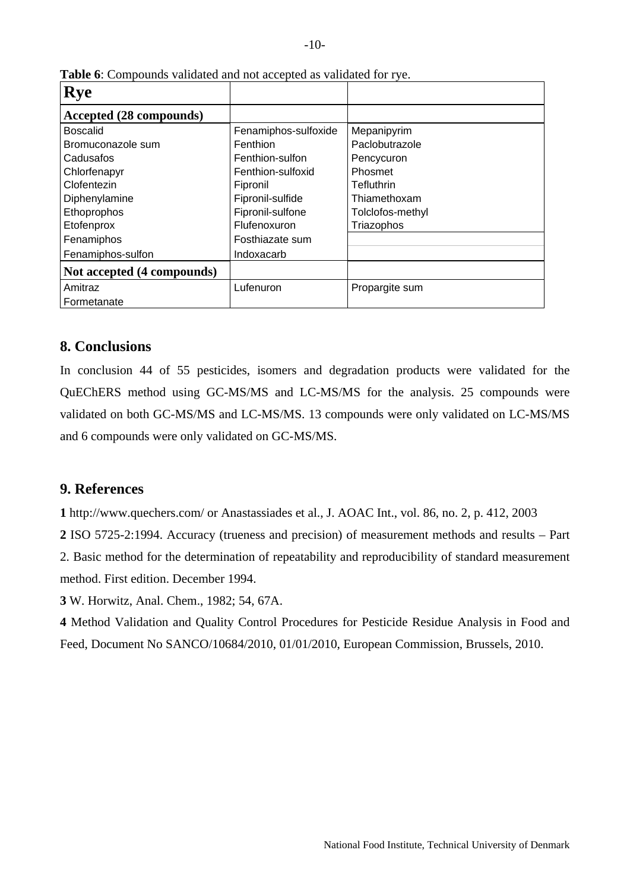**Table 6**: Compounds validated and not accepted as validated for rye.

| **Rye** | | |
|---|---|---|
| **Accepted (28 compounds)** | | |
| Boscalid | Fenamiphos-sulfoxide | Mepanipyrim |
| Bromuconazole sum | Fenthion | Paclobutrazole |
| Cadusafos | Fenthion-sulfon | Pencycuron |
| Chlorfenapyr | Fenthion-sulfoxid | Phosmet |
| Clofentezin | Fipronil | Tefluthrin |
| Diphenylamine | Fipronil-sulfide | Thiamethoxam |
| Ethoprophos | Fipronil-sulfone | Tolclofos-methyl |
| Etofenprox | Flufenoxuron | Triazophos |
| Fenamiphos | Fosthiazate sum | |
| Fenamiphos-sulfon | Indoxacarb | |
| **Not accepted (4 compounds)** | | |
| Amitraz | Lufenuron | Propargite sum |
| Formetanate | | |

## 8. Conclusions

In conclusion 44 of 55 pesticides, isomers and degradation products were validated for the QuEChERS method using GC-MS/MS and LC-MS/MS for the analysis. 25 compounds were validated on both GC-MS/MS and LC-MS/MS. 13 compounds were only validated on LC-MS/MS and 6 compounds were only validated on GC-MS/MS.

## 9. References

**1** http://www.quechers.com/ or Anastassiades et al., J. AOAC Int., vol. 86, no. 2, p. 412, 2003

**2** ISO 5725-2:1994. Accuracy (trueness and precision) of measurement methods and results – Part 2. Basic method for the determination of repeatability and reproducibility of standard measurement method. First edition. December 1994.

**3** W. Horwitz, Anal. Chem., 1982; 54, 67A.

**4** Method Validation and Quality Control Procedures for Pesticide Residue Analysis in Food and Feed, Document No SANCO/10684/2010, 01/01/2010, European Commission, Brussels, 2010.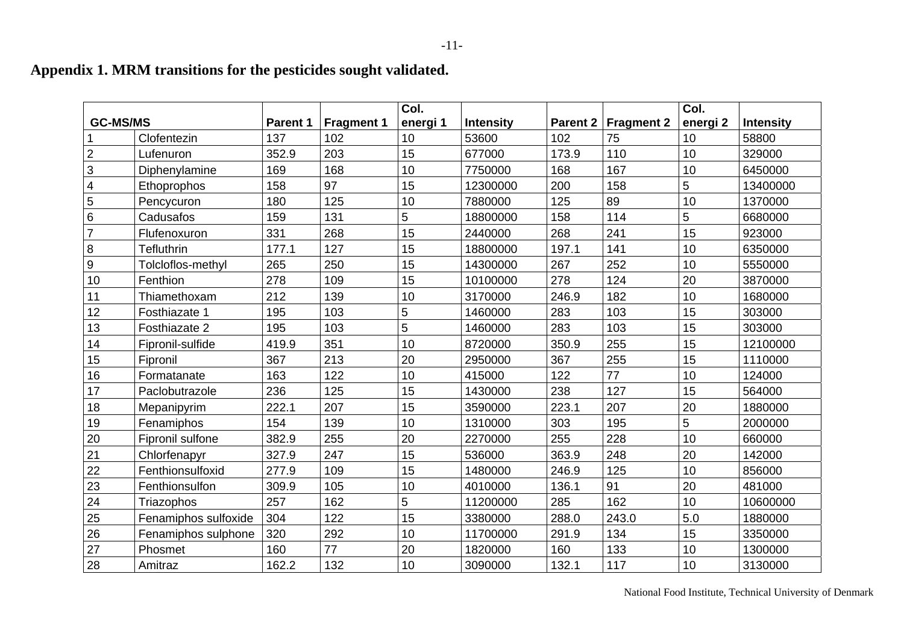## Appendix 1. MRM transitions for the pesticides sought validated.

| GC-MS/MS | | Parent 1 | Fragment 1 | Col. energi 1 | Intensity | Parent 2 | Fragment 2 | Col. energi 2 | Intensity |
|---|---|---|---|---|---|---|---|---|---|
| 1 | Clofentezin | 137 | 102 | 10 | 53600 | 102 | 75 | 10 | 58800 |
| 2 | Lufenuron | 352.9 | 203 | 15 | 677000 | 173.9 | 110 | 10 | 329000 |
| 3 | Diphenylamine | 169 | 168 | 10 | 7750000 | 168 | 167 | 10 | 6450000 |
| 4 | Ethoprophos | 158 | 97 | 15 | 12300000 | 200 | 158 | 5 | 13400000 |
| 5 | Pencycuron | 180 | 125 | 10 | 7880000 | 125 | 89 | 10 | 1370000 |
| 6 | Cadusafos | 159 | 131 | 5 | 18800000 | 158 | 114 | 5 | 6680000 |
| 7 | Flufenoxuron | 331 | 268 | 15 | 2440000 | 268 | 241 | 15 | 923000 |
| 8 | Tefluthrin | 177.1 | 127 | 15 | 18800000 | 197.1 | 141 | 10 | 6350000 |
| 9 | Tolcloflos-methyl | 265 | 250 | 15 | 14300000 | 267 | 252 | 10 | 5550000 |
| 10 | Fenthion | 278 | 109 | 15 | 10100000 | 278 | 124 | 20 | 3870000 |
| 11 | Thiamethoxam | 212 | 139 | 10 | 3170000 | 246.9 | 182 | 10 | 1680000 |
| 12 | Fosthiazate 1 | 195 | 103 | 5 | 1460000 | 283 | 103 | 15 | 303000 |
| 13 | Fosthiazate 2 | 195 | 103 | 5 | 1460000 | 283 | 103 | 15 | 303000 |
| 14 | Fipronil-sulfide | 419.9 | 351 | 10 | 8720000 | 350.9 | 255 | 15 | 12100000 |
| 15 | Fipronil | 367 | 213 | 20 | 2950000 | 367 | 255 | 15 | 1110000 |
| 16 | Formatanate | 163 | 122 | 10 | 415000 | 122 | 77 | 10 | 124000 |
| 17 | Paclobutrazole | 236 | 125 | 15 | 1430000 | 238 | 127 | 15 | 564000 |
| 18 | Mepanipyrim | 222.1 | 207 | 15 | 3590000 | 223.1 | 207 | 20 | 1880000 |
| 19 | Fenamiphos | 154 | 139 | 10 | 1310000 | 303 | 195 | 5 | 2000000 |
| 20 | Fipronil sulfone | 382.9 | 255 | 20 | 2270000 | 255 | 228 | 10 | 660000 |
| 21 | Chlorfenapyr | 327.9 | 247 | 15 | 536000 | 363.9 | 248 | 20 | 142000 |
| 22 | Fenthionsulfoxid | 277.9 | 109 | 15 | 1480000 | 246.9 | 125 | 10 | 856000 |
| 23 | Fenthionsulfon | 309.9 | 105 | 10 | 4010000 | 136.1 | 91 | 20 | 481000 |
| 24 | Triazophos | 257 | 162 | 5 | 11200000 | 285 | 162 | 10 | 10600000 |
| 25 | Fenamiphos sulfoxide | 304 | 122 | 15 | 3380000 | 288.0 | 243.0 | 5.0 | 1880000 |
| 26 | Fenamiphos sulphone | 320 | 292 | 10 | 11700000 | 291.9 | 134 | 15 | 3350000 |
| 27 | Phosmet | 160 | 77 | 20 | 1820000 | 160 | 133 | 10 | 1300000 |
| 28 | Amitraz | 162.2 | 132 | 10 | 3090000 | 132.1 | 117 | 10 | 3130000 |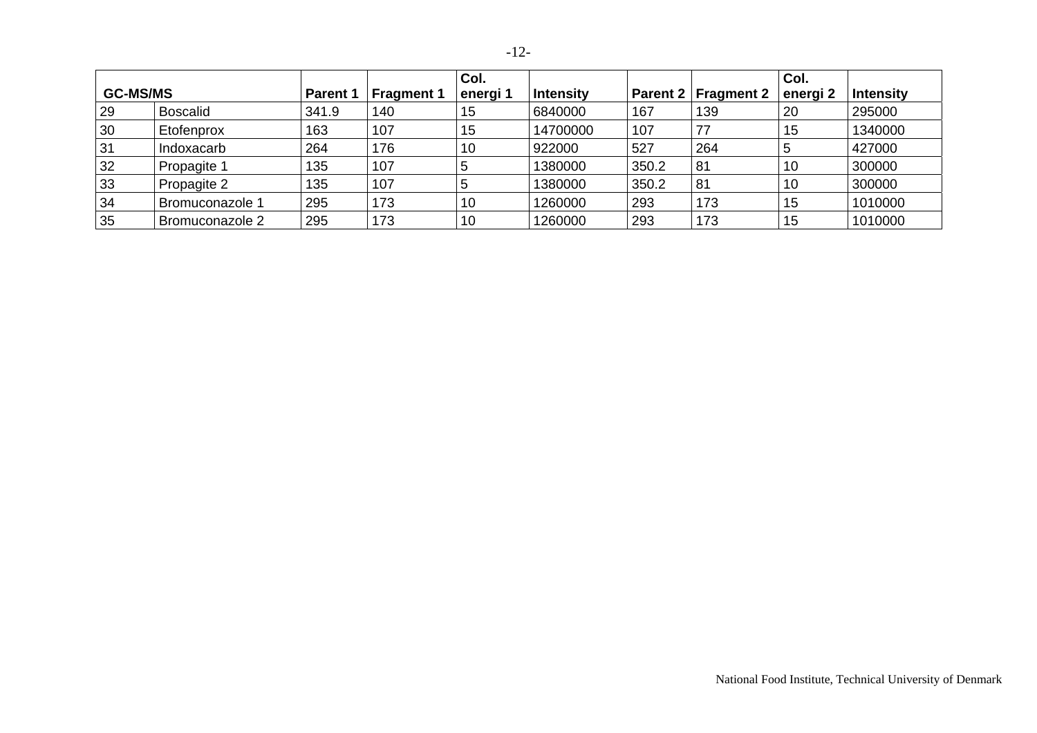| GC-MS/MS | | Parent 1 | Fragment 1 | Col. energi 1 | Intensity | Parent 2 | Fragment 2 | Col. energi 2 | Intensity |
|---|---|---|---|---|---|---|---|---|---|
| 29 | Boscalid | 341.9 | 140 | 15 | 6840000 | 167 | 139 | 20 | 295000 |
| 30 | Etofenprox | 163 | 107 | 15 | 14700000 | 107 | 77 | 15 | 1340000 |
| 31 | Indoxacarb | 264 | 176 | 10 | 922000 | 527 | 264 | 5 | 427000 |
| 32 | Propagite 1 | 135 | 107 | 5 | 1380000 | 350.2 | 81 | 10 | 300000 |
| 33 | Propagite 2 | 135 | 107 | 5 | 1380000 | 350.2 | 81 | 10 | 300000 |
| 34 | Bromuconazole 1 | 295 | 173 | 10 | 1260000 | 293 | 173 | 15 | 1010000 |
| 35 | Bromuconazole 2 | 295 | 173 | 10 | 1260000 | 293 | 173 | 15 | 1010000 |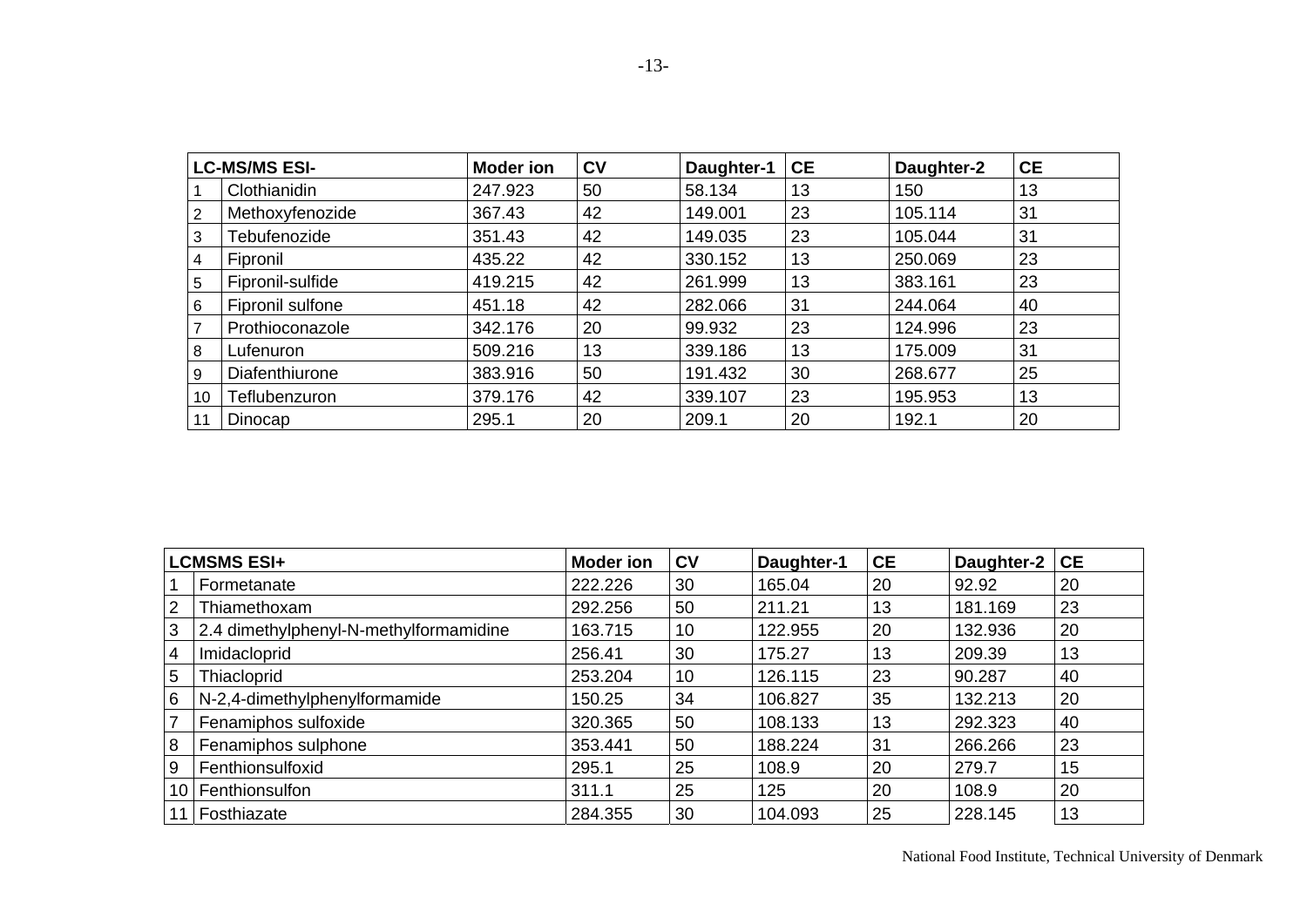| LC-MS/MS ESI- | | Moder ion | CV | Daughter-1 | CE | Daughter-2 | CE |
|---|---|---|---|---|---|---|---|
| 1 | Clothianidin | 247.923 | 50 | 58.134 | 13 | 150 | 13 |
| 2 | Methoxyfenozide | 367.43 | 42 | 149.001 | 23 | 105.114 | 31 |
| 3 | Tebufenozide | 351.43 | 42 | 149.035 | 23 | 105.044 | 31 |
| 4 | Fipronil | 435.22 | 42 | 330.152 | 13 | 250.069 | 23 |
| 5 | Fipronil-sulfide | 419.215 | 42 | 261.999 | 13 | 383.161 | 23 |
| 6 | Fipronil sulfone | 451.18 | 42 | 282.066 | 31 | 244.064 | 40 |
| 7 | Prothioconazole | 342.176 | 20 | 99.932 | 23 | 124.996 | 23 |
| 8 | Lufenuron | 509.216 | 13 | 339.186 | 13 | 175.009 | 31 |
| 9 | Diafenthiurone | 383.916 | 50 | 191.432 | 30 | 268.677 | 25 |
| 10 | Teflubenzuron | 379.176 | 42 | 339.107 | 23 | 195.953 | 13 |
| 11 | Dinocap | 295.1 | 20 | 209.1 | 20 | 192.1 | 20 |

| LCMSMS ESI+ | | Moder ion | CV | Daughter-1 | CE | Daughter-2 | CE |
|---|---|---|---|---|---|---|---|
| 1 | Formetanate | 222.226 | 30 | 165.04 | 20 | 92.92 | 20 |
| 2 | Thiamethoxam | 292.256 | 50 | 211.21 | 13 | 181.169 | 23 |
| 3 | 2.4 dimethylphenyl-N-methylformamidine | 163.715 | 10 | 122.955 | 20 | 132.936 | 20 |
| 4 | Imidacloprid | 256.41 | 30 | 175.27 | 13 | 209.39 | 13 |
| 5 | Thiacloprid | 253.204 | 10 | 126.115 | 23 | 90.287 | 40 |
| 6 | N-2,4-dimethylphenylformamide | 150.25 | 34 | 106.827 | 35 | 132.213 | 20 |
| 7 | Fenamiphos sulfoxide | 320.365 | 50 | 108.133 | 13 | 292.323 | 40 |
| 8 | Fenamiphos sulphone | 353.441 | 50 | 188.224 | 31 | 266.266 | 23 |
| 9 | Fenthionsulfoxid | 295.1 | 25 | 108.9 | 20 | 279.7 | 15 |
| 10 | Fenthionsulfon | 311.1 | 25 | 125 | 20 | 108.9 | 20 |
| 11 | Fosthiazate | 284.355 | 30 | 104.093 | 25 | 228.145 | 13 |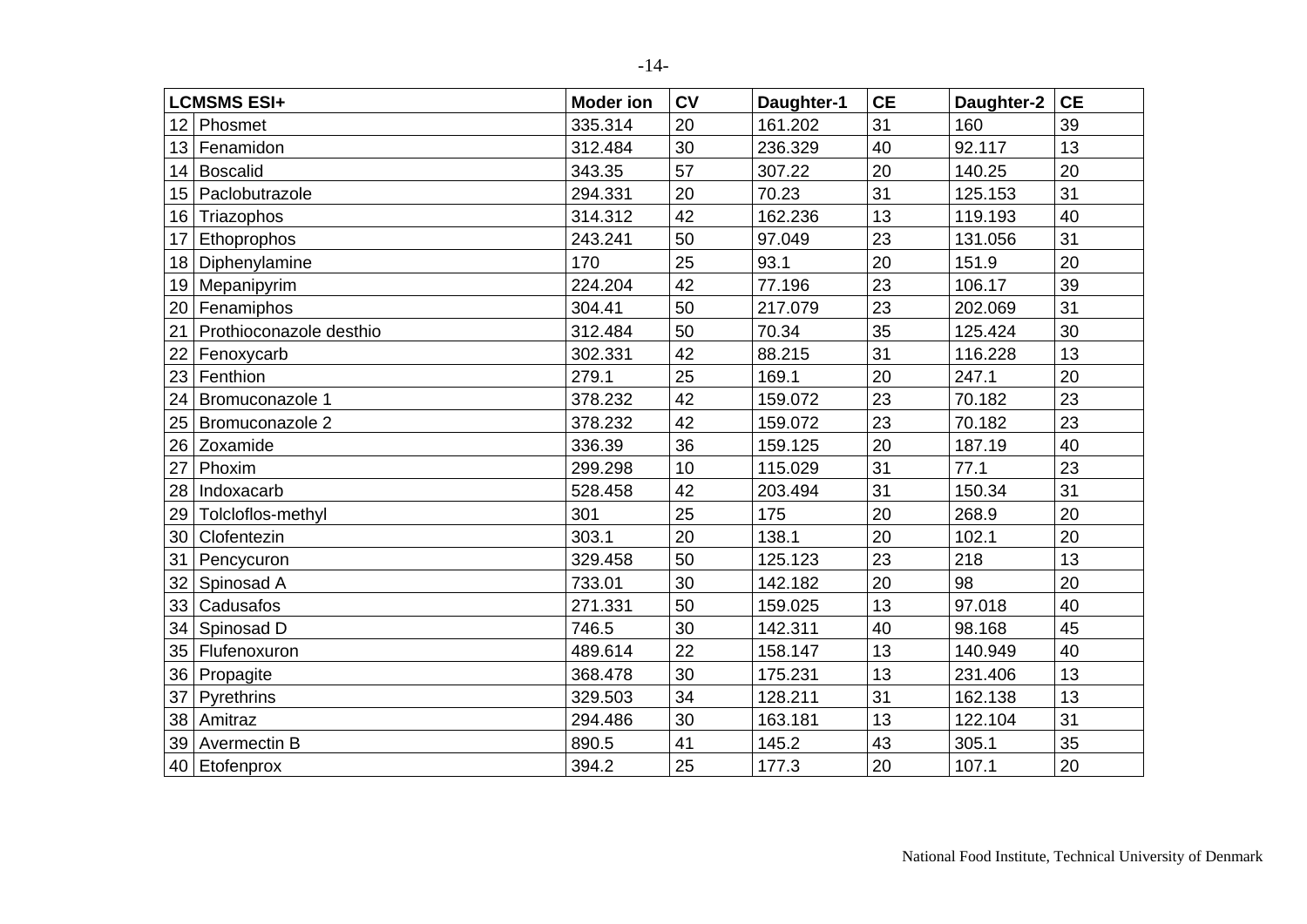| | LCMSMS ESI+ | Moder ion | CV | Daughter-1 | CE | Daughter-2 | CE |
|---|---|---|---|---|---|---|---|
| 12 | Phosmet | 335.314 | 20 | 161.202 | 31 | 160 | 39 |
| 13 | Fenamidon | 312.484 | 30 | 236.329 | 40 | 92.117 | 13 |
| 14 | Boscalid | 343.35 | 57 | 307.22 | 20 | 140.25 | 20 |
| 15 | Paclobutrazole | 294.331 | 20 | 70.23 | 31 | 125.153 | 31 |
| 16 | Triazophos | 314.312 | 42 | 162.236 | 13 | 119.193 | 40 |
| 17 | Ethoprophos | 243.241 | 50 | 97.049 | 23 | 131.056 | 31 |
| 18 | Diphenylamine | 170 | 25 | 93.1 | 20 | 151.9 | 20 |
| 19 | Mepanipyrim | 224.204 | 42 | 77.196 | 23 | 106.17 | 39 |
| 20 | Fenamiphos | 304.41 | 50 | 217.079 | 23 | 202.069 | 31 |
| 21 | Prothioconazole desthio | 312.484 | 50 | 70.34 | 35 | 125.424 | 30 |
| 22 | Fenoxycarb | 302.331 | 42 | 88.215 | 31 | 116.228 | 13 |
| 23 | Fenthion | 279.1 | 25 | 169.1 | 20 | 247.1 | 20 |
| 24 | Bromuconazole 1 | 378.232 | 42 | 159.072 | 23 | 70.182 | 23 |
| 25 | Bromuconazole 2 | 378.232 | 42 | 159.072 | 23 | 70.182 | 23 |
| 26 | Zoxamide | 336.39 | 36 | 159.125 | 20 | 187.19 | 40 |
| 27 | Phoxim | 299.298 | 10 | 115.029 | 31 | 77.1 | 23 |
| 28 | Indoxacarb | 528.458 | 42 | 203.494 | 31 | 150.34 | 31 |
| 29 | Tolcloflos-methyl | 301 | 25 | 175 | 20 | 268.9 | 20 |
| 30 | Clofentezin | 303.1 | 20 | 138.1 | 20 | 102.1 | 20 |
| 31 | Pencycuron | 329.458 | 50 | 125.123 | 23 | 218 | 13 |
| 32 | Spinosad A | 733.01 | 30 | 142.182 | 20 | 98 | 20 |
| 33 | Cadusafos | 271.331 | 50 | 159.025 | 13 | 97.018 | 40 |
| 34 | Spinosad D | 746.5 | 30 | 142.311 | 40 | 98.168 | 45 |
| 35 | Flufenoxuron | 489.614 | 22 | 158.147 | 13 | 140.949 | 40 |
| 36 | Propagite | 368.478 | 30 | 175.231 | 13 | 231.406 | 13 |
| 37 | Pyrethrins | 329.503 | 34 | 128.211 | 31 | 162.138 | 13 |
| 38 | Amitraz | 294.486 | 30 | 163.181 | 13 | 122.104 | 31 |
| 39 | Avermectin B | 890.5 | 41 | 145.2 | 43 | 305.1 | 35 |
| 40 | Etofenprox | 394.2 | 25 | 177.3 | 20 | 107.1 | 20 |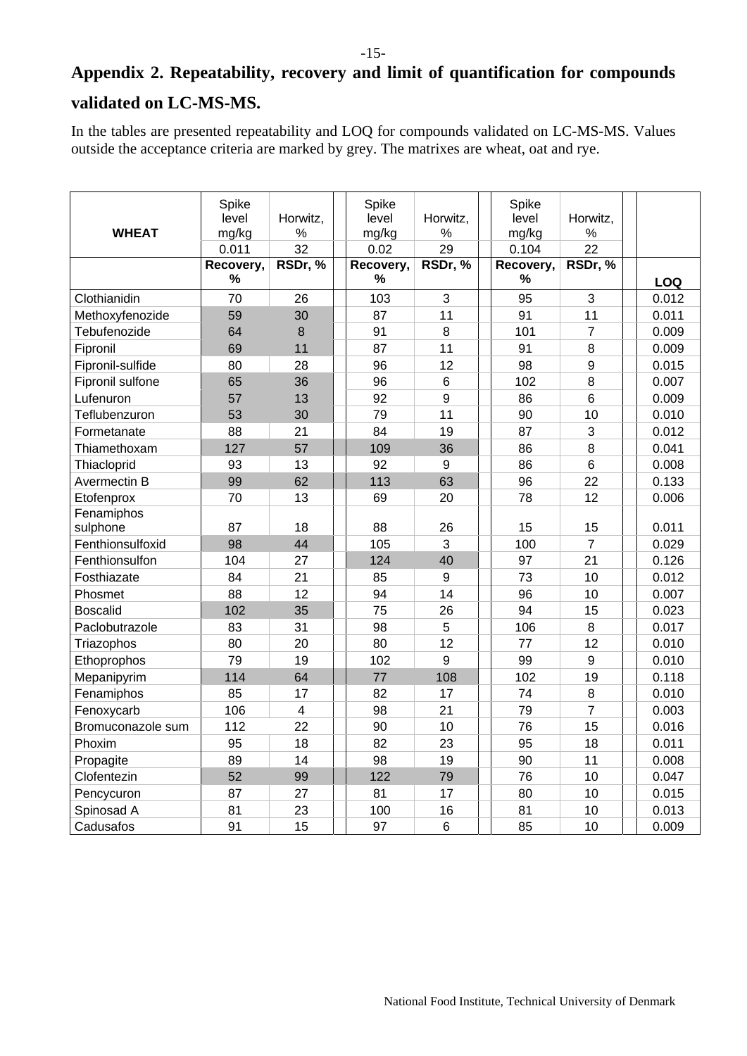## Appendix 2. Repeatability, recovery and limit of quantification for compounds validated on LC-MS-MS.

In the tables are presented repeatability and LOQ for compounds validated on LC-MS-MS. Values outside the acceptance criteria are marked by grey. The matrixes are wheat, oat and rye.

| WHEAT | Spike level mg/kg | Horwitz, % | | Spike level mg/kg | Horwitz, % | | Spike level mg/kg | Horwitz, % | | |
|---|---|---|---|---|---|---|---|---|---|---|
| | 0.011 | 32 | | 0.02 | 29 | | 0.104 | 22 | | |
| | **Recovery, %** | **RSDr, %** | | **Recovery, %** | **RSDr, %** | | **Recovery, %** | **RSDr, %** | | **LOQ** |
| Clothianidin | 70 | 26 | | 103 | 3 | | 95 | 3 | | 0.012 |
| Methoxyfenozide | 59 | 30 | | 87 | 11 | | 91 | 11 | | 0.011 |
| Tebufenozide | 64 | 8 | | 91 | 8 | | 101 | 7 | | 0.009 |
| Fipronil | 69 | 11 | | 87 | 11 | | 91 | 8 | | 0.009 |
| Fipronil-sulfide | 80 | 28 | | 96 | 12 | | 98 | 9 | | 0.015 |
| Fipronil sulfone | 65 | 36 | | 96 | 6 | | 102 | 8 | | 0.007 |
| Lufenuron | 57 | 13 | | 92 | 9 | | 86 | 6 | | 0.009 |
| Teflubenzuron | 53 | 30 | | 79 | 11 | | 90 | 10 | | 0.010 |
| Formetanate | 88 | 21 | | 84 | 19 | | 87 | 3 | | 0.012 |
| Thiamethoxam | 127 | 57 | | 109 | 36 | | 86 | 8 | | 0.041 |
| Thiacloprid | 93 | 13 | | 92 | 9 | | 86 | 6 | | 0.008 |
| Avermectin B | 99 | 62 | | 113 | 63 | | 96 | 22 | | 0.133 |
| Etofenprox | 70 | 13 | | 69 | 20 | | 78 | 12 | | 0.006 |
| Fenamiphos sulphone | 87 | 18 | | 88 | 26 | | 15 | 15 | | 0.011 |
| Fenthionsulfoxid | 98 | 44 | | 105 | 3 | | 100 | 7 | | 0.029 |
| Fenthionsulfon | 104 | 27 | | 124 | 40 | | 97 | 21 | | 0.126 |
| Fosthiazate | 84 | 21 | | 85 | 9 | | 73 | 10 | | 0.012 |
| Phosmet | 88 | 12 | | 94 | 14 | | 96 | 10 | | 0.007 |
| Boscalid | 102 | 35 | | 75 | 26 | | 94 | 15 | | 0.023 |
| Paclobutrazole | 83 | 31 | | 98 | 5 | | 106 | 8 | | 0.017 |
| Triazophos | 80 | 20 | | 80 | 12 | | 77 | 12 | | 0.010 |
| Ethoprophos | 79 | 19 | | 102 | 9 | | 99 | 9 | | 0.010 |
| Mepanipyrim | 114 | 64 | | 77 | 108 | | 102 | 19 | | 0.118 |
| Fenamiphos | 85 | 17 | | 82 | 17 | | 74 | 8 | | 0.010 |
| Fenoxycarb | 106 | 4 | | 98 | 21 | | 79 | 7 | | 0.003 |
| Bromuconazole sum | 112 | 22 | | 90 | 10 | | 76 | 15 | | 0.016 |
| Phoxim | 95 | 18 | | 82 | 23 | | 95 | 18 | | 0.011 |
| Propagite | 89 | 14 | | 98 | 19 | | 90 | 11 | | 0.008 |
| Clofentezin | 52 | 99 | | 122 | 79 | | 76 | 10 | | 0.047 |
| Pencycuron | 87 | 27 | | 81 | 17 | | 80 | 10 | | 0.015 |
| Spinosad A | 81 | 23 | | 100 | 16 | | 81 | 10 | | 0.013 |
| Cadusafos | 91 | 15 | | 97 | 6 | | 85 | 10 | | 0.009 |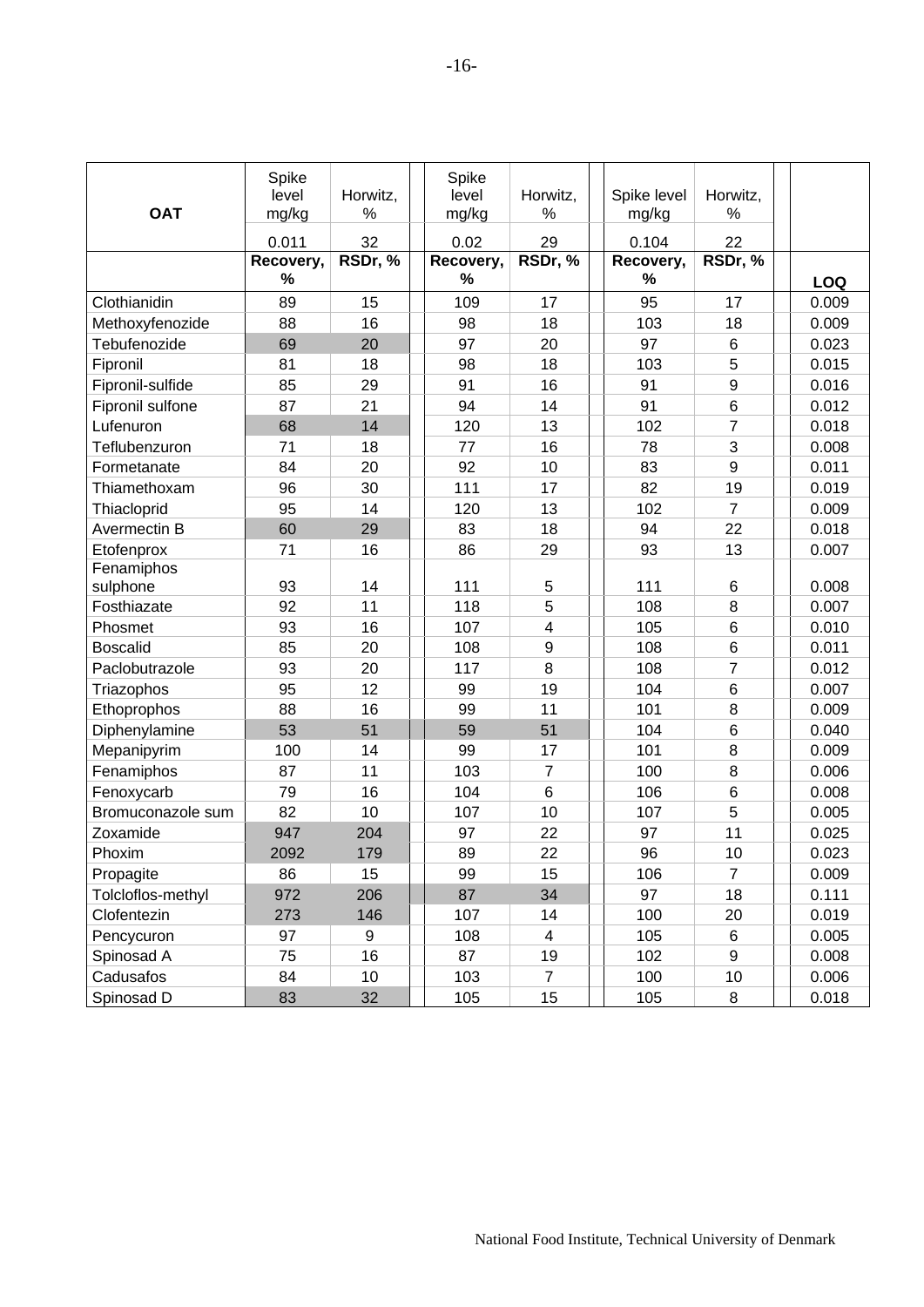| OAT | Spike level mg/kg | Horwitz, % | | Spike level mg/kg | Horwitz, % | | Spike level mg/kg | Horwitz, % | | |
|---|---|---|---|---|---|---|---|---|---|---|
| | 0.011 | 32 | | 0.02 | 29 | | 0.104 | 22 | | |
| | **Recovery, %** | **RSDr, %** | | **Recovery, %** | **RSDr, %** | | **Recovery, %** | **RSDr, %** | | **LOQ** |
| Clothianidin | 89 | 15 | | 109 | 17 | | 95 | 17 | | 0.009 |
| Methoxyfenozide | 88 | 16 | | 98 | 18 | | 103 | 18 | | 0.009 |
| Tebufenozide | 69 | 20 | | 97 | 20 | | 97 | 6 | | 0.023 |
| Fipronil | 81 | 18 | | 98 | 18 | | 103 | 5 | | 0.015 |
| Fipronil-sulfide | 85 | 29 | | 91 | 16 | | 91 | 9 | | 0.016 |
| Fipronil sulfone | 87 | 21 | | 94 | 14 | | 91 | 6 | | 0.012 |
| Lufenuron | 68 | 14 | | 120 | 13 | | 102 | 7 | | 0.018 |
| Teflubenzuron | 71 | 18 | | 77 | 16 | | 78 | 3 | | 0.008 |
| Formetanate | 84 | 20 | | 92 | 10 | | 83 | 9 | | 0.011 |
| Thiamethoxam | 96 | 30 | | 111 | 17 | | 82 | 19 | | 0.019 |
| Thiacloprid | 95 | 14 | | 120 | 13 | | 102 | 7 | | 0.009 |
| Avermectin B | 60 | 29 | | 83 | 18 | | 94 | 22 | | 0.018 |
| Etofenprox | 71 | 16 | | 86 | 29 | | 93 | 13 | | 0.007 |
| Fenamiphos sulphone | 93 | 14 | | 111 | 5 | | 111 | 6 | | 0.008 |
| Fosthiazate | 92 | 11 | | 118 | 5 | | 108 | 8 | | 0.007 |
| Phosmet | 93 | 16 | | 107 | 4 | | 105 | 6 | | 0.010 |
| Boscalid | 85 | 20 | | 108 | 9 | | 108 | 6 | | 0.011 |
| Paclobutrazole | 93 | 20 | | 117 | 8 | | 108 | 7 | | 0.012 |
| Triazophos | 95 | 12 | | 99 | 19 | | 104 | 6 | | 0.007 |
| Ethoprophos | 88 | 16 | | 99 | 11 | | 101 | 8 | | 0.009 |
| Diphenylamine | 53 | 51 | | 59 | 51 | | 104 | 6 | | 0.040 |
| Mepanipyrim | 100 | 14 | | 99 | 17 | | 101 | 8 | | 0.009 |
| Fenamiphos | 87 | 11 | | 103 | 7 | | 100 | 8 | | 0.006 |
| Fenoxycarb | 79 | 16 | | 104 | 6 | | 106 | 6 | | 0.008 |
| Bromuconazole sum | 82 | 10 | | 107 | 10 | | 107 | 5 | | 0.005 |
| Zoxamide | 947 | 204 | | 97 | 22 | | 97 | 11 | | 0.025 |
| Phoxim | 2092 | 179 | | 89 | 22 | | 96 | 10 | | 0.023 |
| Propagite | 86 | 15 | | 99 | 15 | | 106 | 7 | | 0.009 |
| Tolcloflos-methyl | 972 | 206 | | 87 | 34 | | 97 | 18 | | 0.111 |
| Clofentezin | 273 | 146 | | 107 | 14 | | 100 | 20 | | 0.019 |
| Pencycuron | 97 | 9 | | 108 | 4 | | 105 | 6 | | 0.005 |
| Spinosad A | 75 | 16 | | 87 | 19 | | 102 | 9 | | 0.008 |
| Cadusafos | 84 | 10 | | 103 | 7 | | 100 | 10 | | 0.006 |
| Spinosad D | 83 | 32 | | 105 | 15 | | 105 | 8 | | 0.018 |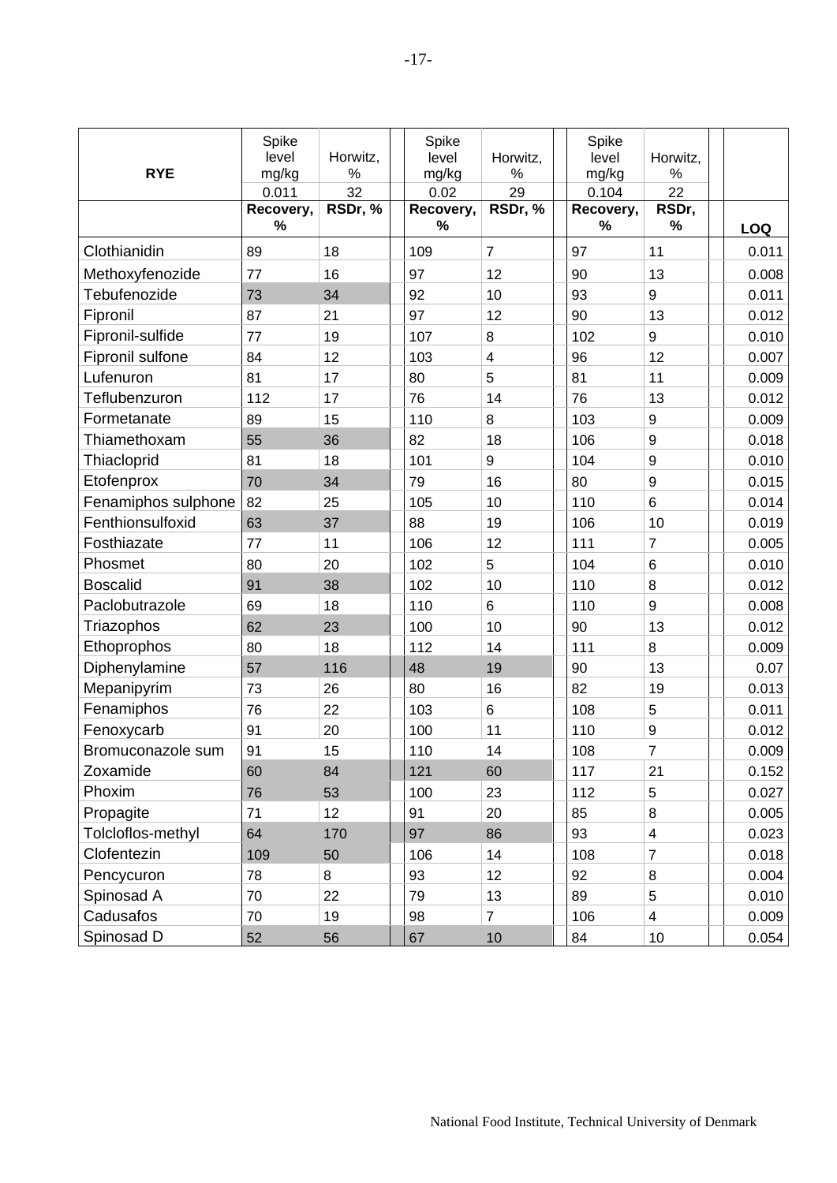| RYE | Spike level mg/kg | Horwitz, % | | Spike level mg/kg | Horwitz, % | | Spike level mg/kg | Horwitz, % | | |
|---|---|---|---|---|---|---|---|---|---|---|
| | 0.011 | 32 | | 0.02 | 29 | | 0.104 | 22 | | |
| | Recovery, % | RSDr, % | | Recovery, % | RSDr, % | | Recovery, % | RSDr, % | | LOQ |
| Clothianidin | 89 | 18 | | 109 | 7 | | 97 | 11 | | 0.011 |
| Methoxyfenozide | 77 | 16 | | 97 | 12 | | 90 | 13 | | 0.008 |
| Tebufenozide | 73 | 34 | | 92 | 10 | | 93 | 9 | | 0.011 |
| Fipronil | 87 | 21 | | 97 | 12 | | 90 | 13 | | 0.012 |
| Fipronil-sulfide | 77 | 19 | | 107 | 8 | | 102 | 9 | | 0.010 |
| Fipronil sulfone | 84 | 12 | | 103 | 4 | | 96 | 12 | | 0.007 |
| Lufenuron | 81 | 17 | | 80 | 5 | | 81 | 11 | | 0.009 |
| Teflubenzuron | 112 | 17 | | 76 | 14 | | 76 | 13 | | 0.012 |
| Formetanate | 89 | 15 | | 110 | 8 | | 103 | 9 | | 0.009 |
| Thiamethoxam | 55 | 36 | | 82 | 18 | | 106 | 9 | | 0.018 |
| Thiacloprid | 81 | 18 | | 101 | 9 | | 104 | 9 | | 0.010 |
| Etofenprox | 70 | 34 | | 79 | 16 | | 80 | 9 | | 0.015 |
| Fenamiphos sulphone | 82 | 25 | | 105 | 10 | | 110 | 6 | | 0.014 |
| Fenthionsulfoxid | 63 | 37 | | 88 | 19 | | 106 | 10 | | 0.019 |
| Fosthiazate | 77 | 11 | | 106 | 12 | | 111 | 7 | | 0.005 |
| Phosmet | 80 | 20 | | 102 | 5 | | 104 | 6 | | 0.010 |
| Boscalid | 91 | 38 | | 102 | 10 | | 110 | 8 | | 0.012 |
| Paclobutrazole | 69 | 18 | | 110 | 6 | | 110 | 9 | | 0.008 |
| Triazophos | 62 | 23 | | 100 | 10 | | 90 | 13 | | 0.012 |
| Ethoprophos | 80 | 18 | | 112 | 14 | | 111 | 8 | | 0.009 |
| Diphenylamine | 57 | 116 | | 48 | 19 | | 90 | 13 | | 0.07 |
| Mepanipyrim | 73 | 26 | | 80 | 16 | | 82 | 19 | | 0.013 |
| Fenamiphos | 76 | 22 | | 103 | 6 | | 108 | 5 | | 0.011 |
| Fenoxycarb | 91 | 20 | | 100 | 11 | | 110 | 9 | | 0.012 |
| Bromuconazole sum | 91 | 15 | | 110 | 14 | | 108 | 7 | | 0.009 |
| Zoxamide | 60 | 84 | | 121 | 60 | | 117 | 21 | | 0.152 |
| Phoxim | 76 | 53 | | 100 | 23 | | 112 | 5 | | 0.027 |
| Propagite | 71 | 12 | | 91 | 20 | | 85 | 8 | | 0.005 |
| Tolcloflos-methyl | 64 | 170 | | 97 | 86 | | 93 | 4 | | 0.023 |
| Clofentezin | 109 | 50 | | 106 | 14 | | 108 | 7 | | 0.018 |
| Pencycuron | 78 | 8 | | 93 | 12 | | 92 | 8 | | 0.004 |
| Spinosad A | 70 | 22 | | 79 | 13 | | 89 | 5 | | 0.010 |
| Cadusafos | 70 | 19 | | 98 | 7 | | 106 | 4 | | 0.009 |
| Spinosad D | 52 | 56 | | 67 | 10 | | 84 | 10 | | 0.054 |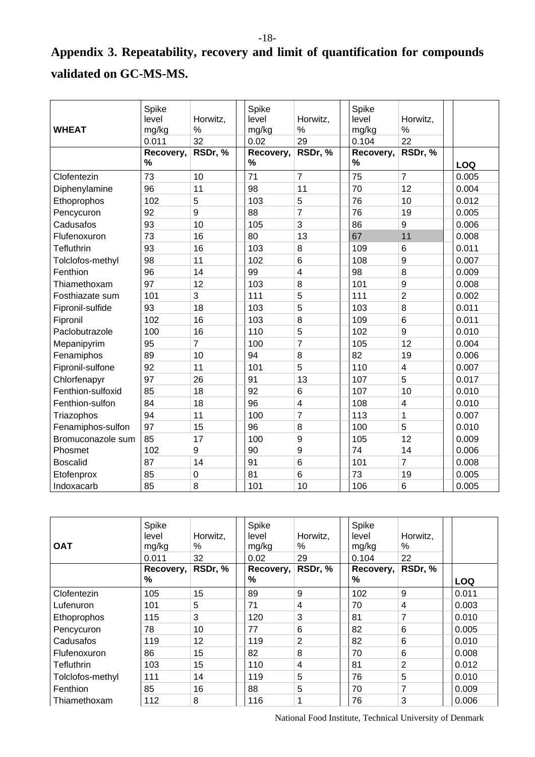## Appendix 3. Repeatability, recovery and limit of quantification for compounds validated on GC-MS-MS.

| WHEAT | Spike level mg/kg | Horwitz, % | Spike level mg/kg | Horwitz, % | Spike level mg/kg | Horwitz, % | |
|---|---|---|---|---|---|---|---|
| | 0.011 | 32 | 0.02 | 29 | 0.104 | 22 | |
| | **Recovery, %** | **RSDr, %** | **Recovery, %** | **RSDr, %** | **Recovery, %** | **RSDr, %** | **LOQ** |
| Clofentezin | 73 | 10 | 71 | 7 | 75 | 7 | 0.005 |
| Diphenylamine | 96 | 11 | 98 | 11 | 70 | 12 | 0.004 |
| Ethoprophos | 102 | 5 | 103 | 5 | 76 | 10 | 0.012 |
| Pencycuron | 92 | 9 | 88 | 7 | 76 | 19 | 0.005 |
| Cadusafos | 93 | 10 | 105 | 3 | 86 | 9 | 0.006 |
| Flufenoxuron | 73 | 16 | 80 | 13 | 67 | 11 | 0.008 |
| Tefluthrin | 93 | 16 | 103 | 8 | 109 | 6 | 0.011 |
| Tolclofos-methyl | 98 | 11 | 102 | 6 | 108 | 9 | 0.007 |
| Fenthion | 96 | 14 | 99 | 4 | 98 | 8 | 0.009 |
| Thiamethoxam | 97 | 12 | 103 | 8 | 101 | 9 | 0.008 |
| Fosthiazate sum | 101 | 3 | 111 | 5 | 111 | 2 | 0.002 |
| Fipronil-sulfide | 93 | 18 | 103 | 5 | 103 | 8 | 0.011 |
| Fipronil | 102 | 16 | 103 | 8 | 109 | 6 | 0.011 |
| Paclobutrazole | 100 | 16 | 110 | 5 | 102 | 9 | 0.010 |
| Mepanipyrim | 95 | 7 | 100 | 7 | 105 | 12 | 0.004 |
| Fenamiphos | 89 | 10 | 94 | 8 | 82 | 19 | 0.006 |
| Fipronil-sulfone | 92 | 11 | 101 | 5 | 110 | 4 | 0.007 |
| Chlorfenapyr | 97 | 26 | 91 | 13 | 107 | 5 | 0.017 |
| Fenthion-sulfoxid | 85 | 18 | 92 | 6 | 107 | 10 | 0.010 |
| Fenthion-sulfon | 84 | 18 | 96 | 4 | 108 | 4 | 0.010 |
| Triazophos | 94 | 11 | 100 | 7 | 113 | 1 | 0.007 |
| Fenamiphos-sulfon | 97 | 15 | 96 | 8 | 100 | 5 | 0.010 |
| Bromuconazole sum | 85 | 17 | 100 | 9 | 105 | 12 | 0.009 |
| Phosmet | 102 | 9 | 90 | 9 | 74 | 14 | 0.006 |
| Boscalid | 87 | 14 | 91 | 6 | 101 | 7 | 0.008 |
| Etofenprox | 85 | 0 | 81 | 6 | 73 | 19 | 0.005 |
| Indoxacarb | 85 | 8 | 101 | 10 | 106 | 6 | 0.005 |

| OAT | Spike level mg/kg | Horwitz, % | Spike level mg/kg | Horwitz, % | Spike level mg/kg | Horwitz, % | |
|---|---|---|---|---|---|---|---|
| | 0.011 | 32 | 0.02 | 29 | 0.104 | 22 | |
| | **Recovery, %** | **RSDr, %** | **Recovery, %** | **RSDr, %** | **Recovery, %** | **RSDr, %** | **LOQ** |
| Clofentezin | 105 | 15 | 89 | 9 | 102 | 9 | 0.011 |
| Lufenuron | 101 | 5 | 71 | 4 | 70 | 4 | 0.003 |
| Ethoprophos | 115 | 3 | 120 | 3 | 81 | 7 | 0.010 |
| Pencycuron | 78 | 10 | 77 | 6 | 82 | 6 | 0.005 |
| Cadusafos | 119 | 12 | 119 | 2 | 82 | 6 | 0.010 |
| Flufenoxuron | 86 | 15 | 82 | 8 | 70 | 6 | 0.008 |
| Tefluthrin | 103 | 15 | 110 | 4 | 81 | 2 | 0.012 |
| Tolclofos-methyl | 111 | 14 | 119 | 5 | 76 | 5 | 0.010 |
| Fenthion | 85 | 16 | 88 | 5 | 70 | 7 | 0.009 |
| Thiamethoxam | 112 | 8 | 116 | 1 | 76 | 3 | 0.006 |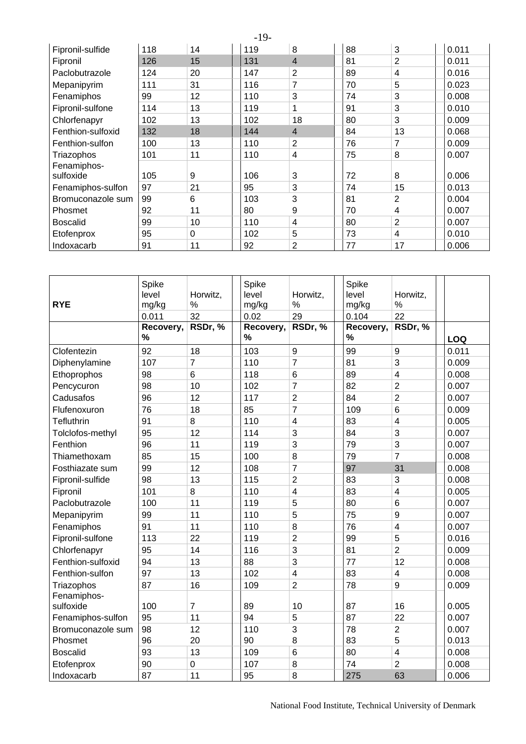| | | | | | | | | | |
|---|---|---|---|---|---|---|---|---|---|
| Fipronil-sulfide | 118 | 14 | | 119 | 8 | | 88 | 3 | | 0.011 |
| Fipronil | 126 | 15 | | 131 | 4 | | 81 | 2 | | 0.011 |
| Paclobutrazole | 124 | 20 | | 147 | 2 | | 89 | 4 | | 0.016 |
| Mepanipyrim | 111 | 31 | | 116 | 7 | | 70 | 5 | | 0.023 |
| Fenamiphos | 99 | 12 | | 110 | 3 | | 74 | 3 | | 0.008 |
| Fipronil-sulfone | 114 | 13 | | 119 | 1 | | 91 | 3 | | 0.010 |
| Chlorfenapyr | 102 | 13 | | 102 | 18 | | 80 | 3 | | 0.009 |
| Fenthion-sulfoxid | 132 | 18 | | 144 | 4 | | 84 | 13 | | 0.068 |
| Fenthion-sulfon | 100 | 13 | | 110 | 2 | | 76 | 7 | | 0.009 |
| Triazophos | 101 | 11 | | 110 | 4 | | 75 | 8 | | 0.007 |
| Fenamiphos-sulfoxide | 105 | 9 | | 106 | 3 | | 72 | 8 | | 0.006 |
| Fenamiphos-sulfon | 97 | 21 | | 95 | 3 | | 74 | 15 | | 0.013 |
| Bromuconazole sum | 99 | 6 | | 103 | 3 | | 81 | 2 | | 0.004 |
| Phosmet | 92 | 11 | | 80 | 9 | | 70 | 4 | | 0.007 |
| Boscalid | 99 | 10 | | 110 | 4 | | 80 | 2 | | 0.007 |
| Etofenprox | 95 | 0 | | 102 | 5 | | 73 | 4 | | 0.010 |
| Indoxacarb | 91 | 11 | | 92 | 2 | | 77 | 17 | | 0.006 |

| RYE | Spike level mg/kg | Horwitz, % | | Spike level mg/kg | Horwitz, % | | Spike level mg/kg | Horwitz, % | | |
|---|---|---|---|---|---|---|---|---|---|---|
| | 0.011 | 32 | | 0.02 | 29 | | 0.104 | 22 | | |
| | **Recovery, %** | **RSDr, %** | | **Recovery, %** | **RSDr, %** | | **Recovery, %** | **RSDr, %** | | **LOQ** |
| Clofentezin | 92 | 18 | | 103 | 9 | | 99 | 9 | | 0.011 |
| Diphenylamine | 107 | 7 | | 110 | 7 | | 81 | 3 | | 0.009 |
| Ethoprophos | 98 | 6 | | 118 | 6 | | 89 | 4 | | 0.008 |
| Pencycuron | 98 | 10 | | 102 | 7 | | 82 | 2 | | 0.007 |
| Cadusafos | 96 | 12 | | 117 | 2 | | 84 | 2 | | 0.007 |
| Flufenoxuron | 76 | 18 | | 85 | 7 | | 109 | 6 | | 0.009 |
| Tefluthrin | 91 | 8 | | 110 | 4 | | 83 | 4 | | 0.005 |
| Tolclofos-methyl | 95 | 12 | | 114 | 3 | | 84 | 3 | | 0.007 |
| Fenthion | 96 | 11 | | 119 | 3 | | 79 | 3 | | 0.007 |
| Thiamethoxam | 85 | 15 | | 100 | 8 | | 79 | 7 | | 0.008 |
| Fosthiazate sum | 99 | 12 | | 108 | 7 | | 97 | 31 | | 0.008 |
| Fipronil-sulfide | 98 | 13 | | 115 | 2 | | 83 | 3 | | 0.008 |
| Fipronil | 101 | 8 | | 110 | 4 | | 83 | 4 | | 0.005 |
| Paclobutrazole | 100 | 11 | | 119 | 5 | | 80 | 6 | | 0.007 |
| Mepanipyrim | 99 | 11 | | 110 | 5 | | 75 | 9 | | 0.007 |
| Fenamiphos | 91 | 11 | | 110 | 8 | | 76 | 4 | | 0.007 |
| Fipronil-sulfone | 113 | 22 | | 119 | 2 | | 99 | 5 | | 0.016 |
| Chlorfenapyr | 95 | 14 | | 116 | 3 | | 81 | 2 | | 0.009 |
| Fenthion-sulfoxid | 94 | 13 | | 88 | 3 | | 77 | 12 | | 0.008 |
| Fenthion-sulfon | 97 | 13 | | 102 | 4 | | 83 | 4 | | 0.008 |
| Triazophos | 87 | 16 | | 109 | 2 | | 78 | 9 | | 0.009 |
| Fenamiphos-sulfoxide | 100 | 7 | | 89 | 10 | | 87 | 16 | | 0.005 |
| Fenamiphos-sulfon | 95 | 11 | | 94 | 5 | | 87 | 22 | | 0.007 |
| Bromuconazole sum | 98 | 12 | | 110 | 3 | | 78 | 2 | | 0.007 |
| Phosmet | 96 | 20 | | 90 | 8 | | 83 | 5 | | 0.013 |
| Boscalid | 93 | 13 | | 109 | 6 | | 80 | 4 | | 0.008 |
| Etofenprox | 90 | 0 | | 107 | 8 | | 74 | 2 | | 0.008 |
| Indoxacarb | 87 | 11 | | 95 | 8 | | 275 | 63 | | 0.006 |